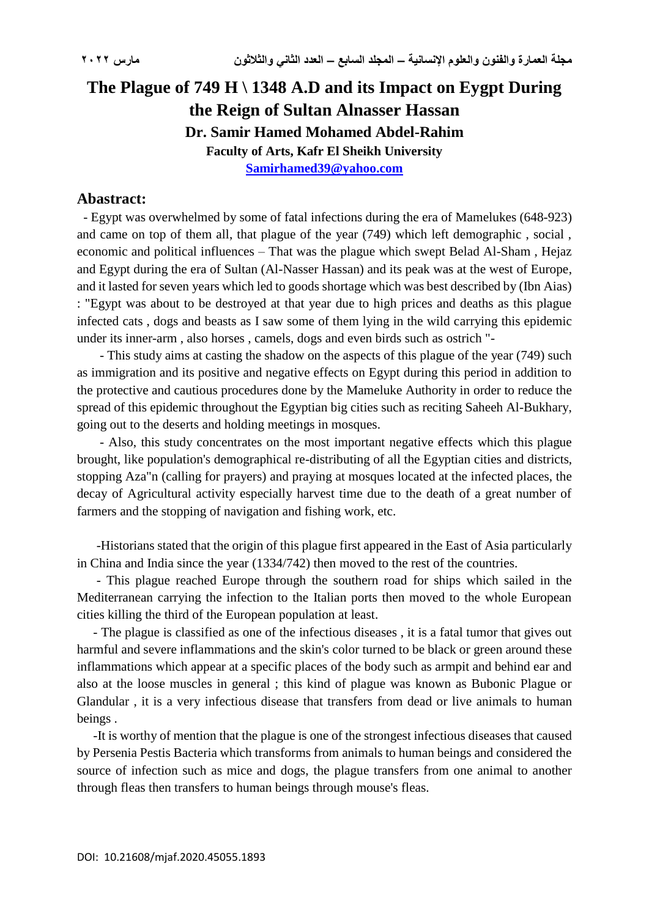# The Plague of 749 H \ 1348 A.D and its Impact on Eygpt During the Reign of Sultan Alnasser Hassan

**Dr. Samir Hamed Mohamed Abdel-Rahim**

**Faculty of Arts, Kafr El Sheikh University**

**Samirhamed39@yahoo.com**

## Abastract:

- Egypt was overwhelmed by some of fatal infections during the era of Mamelukes (648-923) and came on top of them all, that plague of the year (749) which left demographic , social , economic and political influences – That was the plague which swept Belad Al-Sham , Hejaz and Egypt during the era of Sultan (Al-Nasser Hassan) and its peak was at the west of Europe, and it lasted for seven years which led to goods shortage which was best described by (Ibn Aias) : "Egypt was about to be destroyed at that year due to high prices and deaths as this plague infected cats , dogs and beasts as I saw some of them lying in the wild carrying this epidemic under its inner-arm , also horses , camels, dogs and even birds such as ostrich "-

- This study aims at casting the shadow on the aspects of this plague of the year (749) such as immigration and its positive and negative effects on Egypt during this period in addition to the protective and cautious procedures done by the Mameluke Authority in order to reduce the spread of this epidemic throughout the Egyptian big cities such as reciting Saheeh Al-Bukhary, going out to the deserts and holding meetings in mosques.

- Also, this study concentrates on the most important negative effects which this plague brought, like population's demographical re-distributing of all the Egyptian cities and districts, stopping Aza"n (calling for prayers) and praying at mosques located at the infected places, the decay of Agricultural activity especially harvest time due to the death of a great number of farmers and the stopping of navigation and fishing work, etc.

-Historians stated that the origin of this plague first appeared in the East of Asia particularly in China and India since the year (1334/742) then moved to the rest of the countries.

- This plague reached Europe through the southern road for ships which sailed in the Mediterranean carrying the infection to the Italian ports then moved to the whole European cities killing the third of the European population at least.

- The plague is classified as one of the infectious diseases , it is a fatal tumor that gives out harmful and severe inflammations and the skin's color turned to be black or green around these inflammations which appear at a specific places of the body such as armpit and behind ear and also at the loose muscles in general ; this kind of plague was known as Bubonic Plague or Glandular , it is a very infectious disease that transfers from dead or live animals to human beings .

-It is worthy of mention that the plague is one of the strongest infectious diseases that caused by Persenia Pestis Bacteria which transforms from animals to human beings and considered the source of infection such as mice and dogs, the plague transfers from one animal to another through fleas then transfers to human beings through mouse's fleas.

DOI: 10.21608/mjaf.2020.45055.1893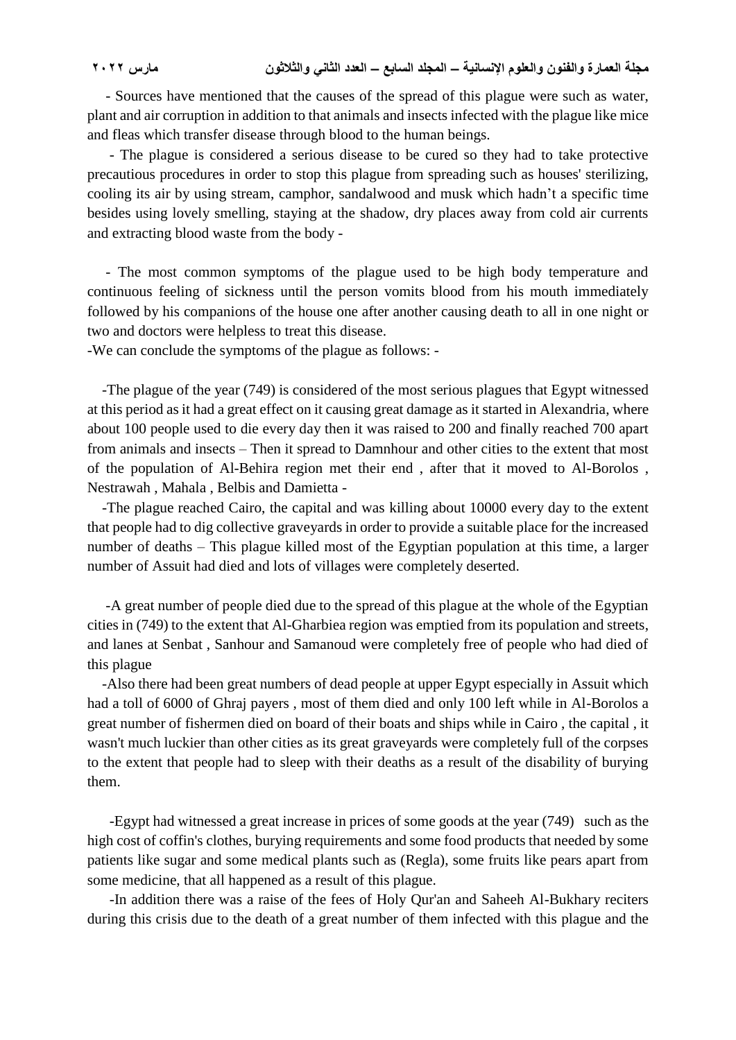- Sources have mentioned that the causes of the spread of this plague were such as water, plant and air corruption in addition to that animals and insects infected with the plague like mice and fleas which transfer disease through blood to the human beings.

- The plague is considered a serious disease to be cured so they had to take protective precautious procedures in order to stop this plague from spreading such as houses' sterilizing, cooling its air by using stream, camphor, sandalwood and musk which hadn't a specific time besides using lovely smelling, staying at the shadow, dry places away from cold air currents and extracting blood waste from the body -

- The most common symptoms of the plague used to be high body temperature and continuous feeling of sickness until the person vomits blood from his mouth immediately followed by his companions of the house one after another causing death to all in one night or two and doctors were helpless to treat this disease.

-We can conclude the symptoms of the plague as follows: -

-The plague of the year (749) is considered of the most serious plagues that Egypt witnessed at this period as it had a great effect on it causing great damage as it started in Alexandria, where about 100 people used to die every day then it was raised to 200 and finally reached 700 apart from animals and insects – Then it spread to Damnhour and other cities to the extent that most of the population of Al-Behira region met their end , after that it moved to Al-Borolos , Nestrawah , Mahala , Belbis and Damietta -

-The plague reached Cairo, the capital and was killing about 10000 every day to the extent that people had to dig collective graveyards in order to provide a suitable place for the increased number of deaths – This plague killed most of the Egyptian population at this time, a larger number of Assuit had died and lots of villages were completely deserted.

-A great number of people died due to the spread of this plague at the whole of the Egyptian cities in (749) to the extent that Al-Gharbiea region was emptied from its population and streets, and lanes at Senbat , Sanhour and Samanoud were completely free of people who had died of this plague

-Also there had been great numbers of dead people at upper Egypt especially in Assuit which had a toll of 6000 of Ghraj payers , most of them died and only 100 left while in Al-Borolos a great number of fishermen died on board of their boats and ships while in Cairo , the capital , it wasn't much luckier than other cities as its great graveyards were completely full of the corpses to the extent that people had to sleep with their deaths as a result of the disability of burying them.

-Egypt had witnessed a great increase in prices of some goods at the year (749) such as the high cost of coffin's clothes, burying requirements and some food products that needed by some patients like sugar and some medical plants such as (Regla), some fruits like pears apart from some medicine, that all happened as a result of this plague.

-In addition there was a raise of the fees of Holy Qur'an and Saheeh Al-Bukhary reciters during this crisis due to the death of a great number of them infected with this plague and the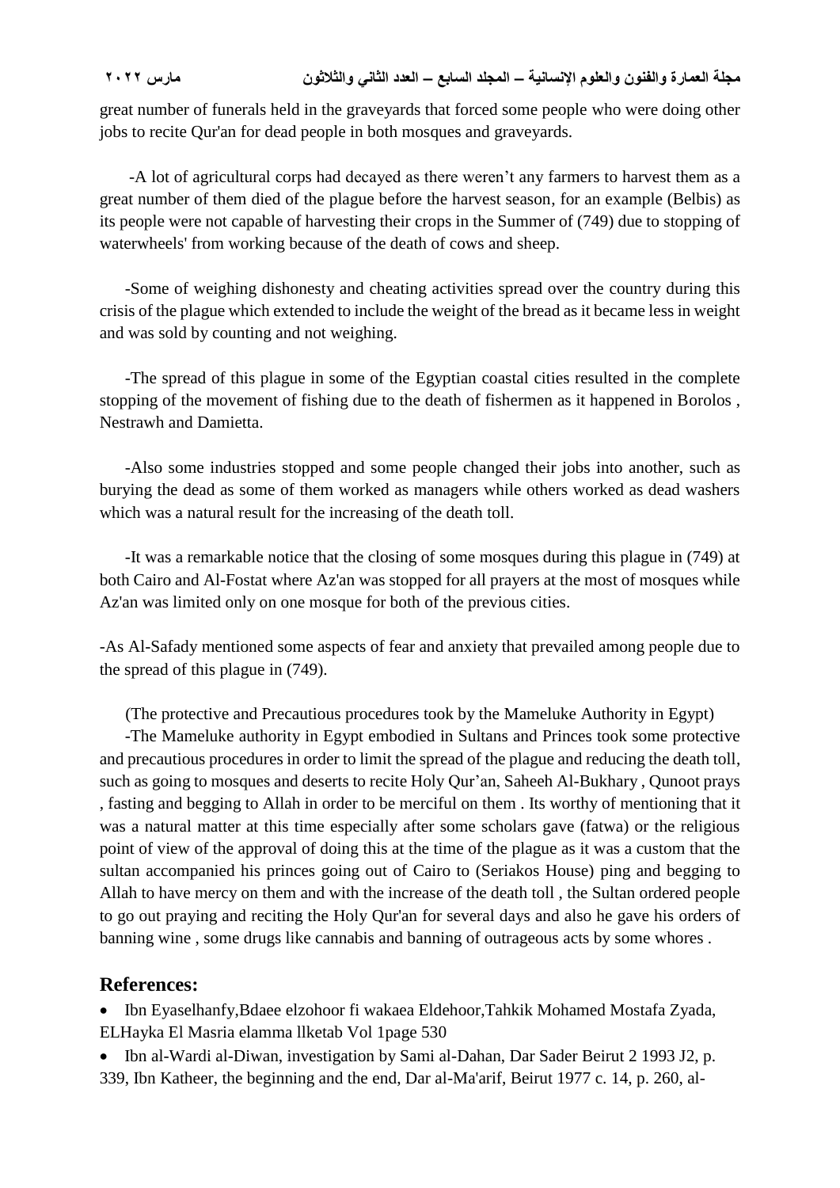great number of funerals held in the graveyards that forced some people who were doing other jobs to recite Qur'an for dead people in both mosques and graveyards.

-A lot of agricultural corps had decayed as there weren't any farmers to harvest them as a great number of them died of the plague before the harvest season, for an example (Belbis) as its people were not capable of harvesting their crops in the Summer of (749) due to stopping of waterwheels' from working because of the death of cows and sheep.

-Some of weighing dishonesty and cheating activities spread over the country during this crisis of the plague which extended to include the weight of the bread as it became less in weight and was sold by counting and not weighing.

-The spread of this plague in some of the Egyptian coastal cities resulted in the complete stopping of the movement of fishing due to the death of fishermen as it happened in Borolos , Nestrawh and Damietta.

-Also some industries stopped and some people changed their jobs into another, such as burying the dead as some of them worked as managers while others worked as dead washers which was a natural result for the increasing of the death toll.

-It was a remarkable notice that the closing of some mosques during this plague in (749) at both Cairo and Al-Fostat where Az'an was stopped for all prayers at the most of mosques while Az'an was limited only on one mosque for both of the previous cities.

-As Al-Safady mentioned some aspects of fear and anxiety that prevailed among people due to the spread of this plague in (749).

(The protective and Precautious procedures took by the Mameluke Authority in Egypt)

-The Mameluke authority in Egypt embodied in Sultans and Princes took some protective and precautious procedures in order to limit the spread of the plague and reducing the death toll, such as going to mosques and deserts to recite Holy Qur'an, Saheeh Al-Bukhary , Qunoot prays , fasting and begging to Allah in order to be merciful on them . Its worthy of mentioning that it was a natural matter at this time especially after some scholars gave (fatwa) or the religious point of view of the approval of doing this at the time of the plague as it was a custom that the sultan accompanied his princes going out of Cairo to (Seriakos House) ping and begging to Allah to have mercy on them and with the increase of the death toll , the Sultan ordered people to go out praying and reciting the Holy Qur'an for several days and also he gave his orders of banning wine , some drugs like cannabis and banning of outrageous acts by some whores .

## References:

- Ibn Eyaselhanfy,Bdaee elzohoor fi wakaea Eldehoor,Tahkik Mohamed Mostafa Zyada, ELHayka El Masria elamma llketab Vol 1page 530
- Ibn al-Wardi al-Diwan, investigation by Sami al-Dahan, Dar Sader Beirut 2 1993 J2, p. 339, Ibn Katheer, the beginning and the end, Dar al-Ma'arif, Beirut 1977 c. 14, p. 260, al-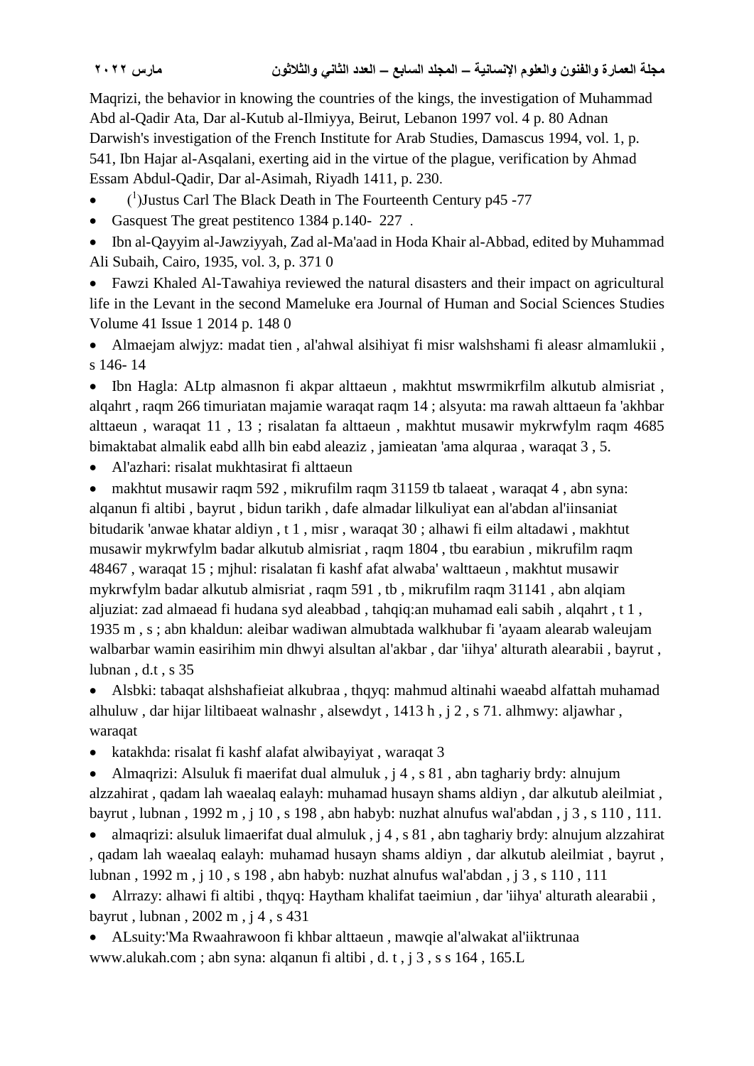Maqrizi, the behavior in knowing the countries of the kings, the investigation of Muhammad Abd al-Qadir Ata, Dar al-Kutub al-Ilmiyya, Beirut, Lebanon 1997 vol. 4 p. 80 Adnan Darwish's investigation of the French Institute for Arab Studies, Damascus 1994, vol. 1, p. 541, Ibn Hajar al-Asqalani, exerting aid in the virtue of the plague, verification by Ahmad Essam Abdul-Qadir, Dar al-Asimah, Riyadh 1411, p. 230.

- ([1])Justus Carl The Black Death in The Fourteenth Century p45 -77
- Gasquest The great pestitenco 1384 p.140- 227 .
- Ibn al-Qayyim al-Jawziyyah, Zad al-Ma'aad in Hoda Khair al-Abbad, edited by Muhammad Ali Subaih, Cairo, 1935, vol. 3, p. 371 0
- Fawzi Khaled Al-Tawahiya reviewed the natural disasters and their impact on agricultural life in the Levant in the second Mameluke era Journal of Human and Social Sciences Studies Volume 41 Issue 1 2014 p. 148 0
- Almaejam alwjyz: madat tien , al'ahwal alsihiyat fi misr walshshami fi aleasr almamlukii , s 146- 14
- Ibn Hagla: ALtp almasnon fi akpar alttaeun , makhtut mswrmikrfilm alkutub almisriat , alqahrt , raqm 266 timuriatan majamie waraqat raqm 14 ; alsyuta: ma rawah alttaeun fa 'akhbar alttaeun , waraqat 11 , 13 ; risalatan fa alttaeun , makhtut musawir mykrwfylm raqm 4685 bimaktabat almalik eabd allh bin eabd aleaziz , jamieatan 'ama alquraa , waraqat 3 , 5.
- Al'azhari: risalat mukhtasirat fi alttaeun
- makhtut musawir raqm 592 , mikrufilm raqm 31159 tb talaeat , waraqat 4 , abn syna: alqanun fi altibi , bayrut , bidun tarikh , dafe almadar lilkuliyat ean al'abdan al'iinsaniat bitudarik 'anwae khatar aldiyn , t 1 , misr , waraqat 30 ; alhawi fi eilm altadawi , makhtut musawir mykrwfylm badar alkutub almisriat , raqm 1804 , tbu earabiun , mikrufilm raqm 48467 , waraqat 15 ; mjhul: risalatan fi kashf afat alwaba' walttaeun , makhtut musawir mykrwfylm badar alkutub almisriat , raqm 591 , tb , mikrufilm raqm 31141 , abn alqiam aljuziat: zad almaead fi hudana syd aleabbad , tahqiq:an muhamad eali sabih , alqahrt , t 1 , 1935 m , s ; abn khaldun: aleibar wadiwan almubtada walkhubar fi 'ayaam alearab waleujam walbarbar wamin easirihim min dhwyi alsultan al'akbar , dar 'iihya' alturath alearabii , bayrut , lubnan , d.t , s 35
- Alsbki: tabaqat alshshafieiat alkubraa , thqyq: mahmud altinahi waeabd alfattah muhamad alhuluw , dar hijar liltibaeat walnashr , alsewdyt , 1413 h , j 2 , s 71. alhmwy: aljawhar , waraqat
- katakhda: risalat fi kashf alafat alwibayiyat , waraqat 3
- Almaqrizi: Alsuluk fi maerifat dual almuluk , j 4 , s 81 , abn taghariy brdy: alnujum alzzahirat , qadam lah waealaq ealayh: muhamad husayn shams aldiyn , dar alkutub aleilmiat , bayrut , lubnan , 1992 m , j 10 , s 198 , abn habyb: nuzhat alnufus wal'abdan , j 3 , s 110 , 111.
- almaqrizi: alsuluk limaerifat dual almuluk , j 4 , s 81 , abn taghariy brdy: alnujum alzzahirat , qadam lah waealaq ealayh: muhamad husayn shams aldiyn , dar alkutub aleilmiat , bayrut , lubnan , 1992 m , j 10 , s 198 , abn habyb: nuzhat alnufus wal'abdan , j 3 , s 110 , 111
- Alrrazy: alhawi fi altibi , thqyq: Haytham khalifat taeimiun , dar 'iihya' alturath alearabii , bayrut , lubnan , 2002 m , j 4 , s 431
- ALsuity:'Ma Rwaahrawoon fi khbar alttaeun , mawqie al'alwakat al'iiktrunaa www.alukah.com ; abn syna: alqanun fi altibi , d. t , j 3 , s s 164 , 165.L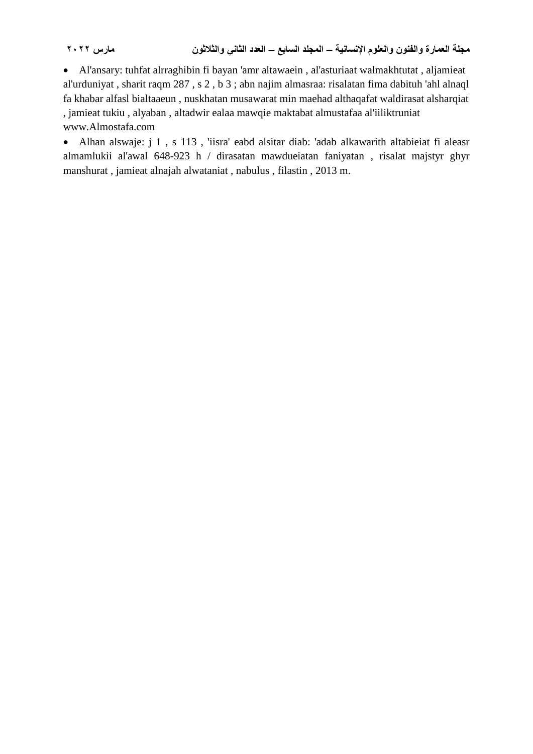- Al'ansary: tuhfat alrraghibin fi bayan 'amr altawaein , al'asturiaat walmakhtutat , aljamieat al'urduniyat , sharit raqm 287 , s 2 , b 3 ; abn najim almasraa: risalatan fima dabituh 'ahl alnaql fa khabar alfasl bialtaaeun , nuskhatan musawarat min maehad althaqafat waldirasat alsharqiat , jamieat tukiu , alyaban , altadwir ealaa mawqie maktabat almustafaa al'iiliktruniat www.Almostafa.com
- Alhan alswaje: j 1 , s 113 , 'iisra' eabd alsitar diab: 'adab alkawarith altabieiat fi aleasr almamlukii al'awal 648-923 h / dirasatan mawdueiatan faniyatan , risalat majstyr ghyr manshurat , jamieat alnajah alwataniat , nabulus , filastin , 2013 m.